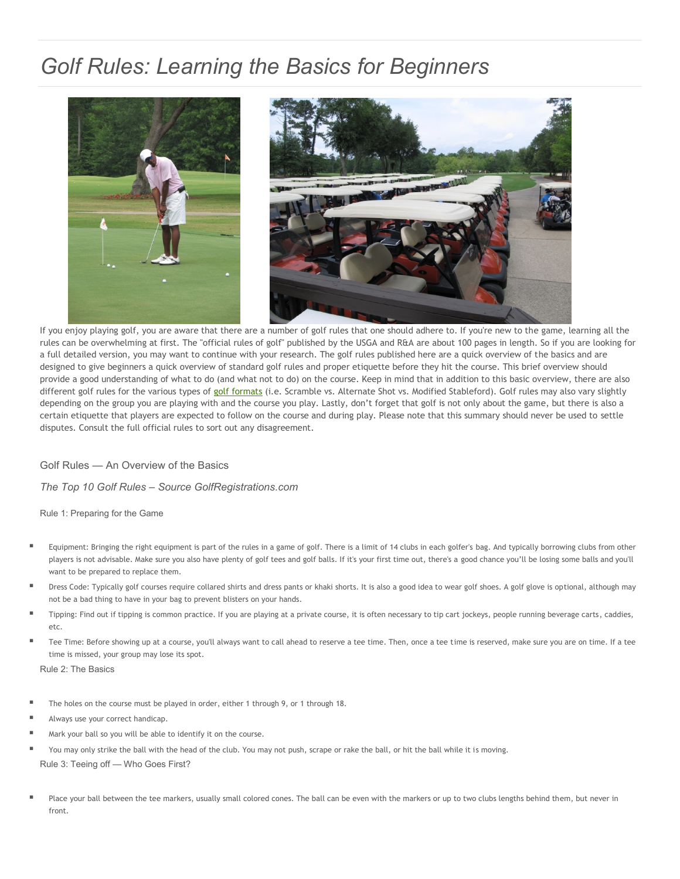# Golf Rules: Learning the Basics for Beginners

If you enjoy playing golf, you are aware that there are a number of golf rules that one should adhere to. If you're new to the game, learning all the rules can be overwhelming at first. The "official rules of golf" published by the USGA and R&A are about 100 pages in length. So if you are looking for a full detailed version, you may want to continue with your research. The golf rules published here are a quick overview of the basics and are designed to give beginners a quick overview of standard golf rules and proper etiquette before they hit the course. This brief overview should provide a good understanding of what to do (and what not to do) on the course. Keep in mind that in addition to this basic overview, there are also different golf rules for the various types of golf formats (i.e. Scramble vs. Alternate Shot vs. Modified Stableford). Golf rules may also vary slightly depending on the group you are playing with and the course you play. Lastly, don't forget that golf is not only about the game, but there is also a certain etiquette that players are expected to follow on the course and during play. Please note that this summary should never be used to settle disputes. Consult the full official rules to sort out any disagreement.

## Golf Rules — An Overview of the Basics

*The Top 10 Golf Rules – Source GolfRegistrations.com*

### Rule 1: Preparing for the Game

- Equipment: Bringing the right equipment is part of the rules in a game of golf. There is a limit of 14 clubs in each golfer's bag. And typically borrowing clubs from other players is not advisable. Make sure you also have plenty of golf tees and golf balls. If it's your first time out, there's a good chance you'll be losing some balls and you'll want to be prepared to replace them.
- Dress Code: Typically golf courses require collared shirts and dress pants or khaki shorts. It is also a good idea to wear golf shoes. A golf glove is optional, although may not be a bad thing to have in your bag to prevent blisters on your hands.
- Tipping: Find out if tipping is common practice. If you are playing at a private course, it is often necessary to tip cart jockeys, people running beverage carts, caddies, etc.
- Tee Time: Before showing up at a course, you'll always want to call ahead to reserve a tee time. Then, once a tee time is reserved, make sure you are on time. If a tee time is missed, your group may lose its spot.

### Rule 2: The Basics

- The holes on the course must be played in order, either 1 through 9, or 1 through 18.
- Always use your correct handicap.
- Mark your ball so you will be able to identify it on the course.
- You may only strike the ball with the head of the club. You may not push, scrape or rake the ball, or hit the ball while it is moving.

### Rule 3: Teeing off — Who Goes First?

- Place your ball between the tee markers, usually small colored cones. The ball can be even with the markers or up to two clubs lengths behind them, but never in front.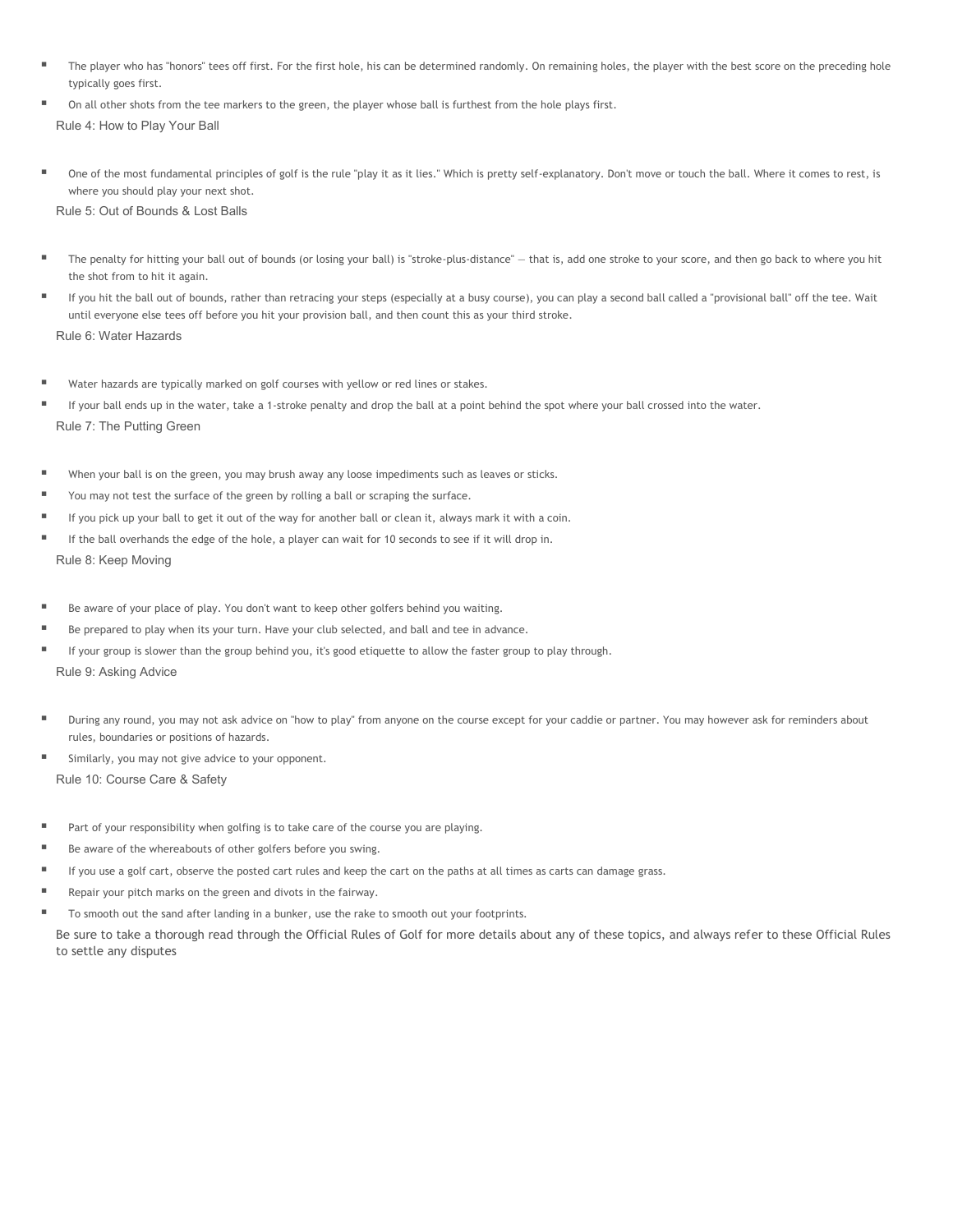- The player who has "honors" tees off first. For the first hole, his can be determined randomly. On remaining holes, the player with the best score on the preceding hole typically goes first.
- On all other shots from the tee markers to the green, the player whose ball is furthest from the hole plays first.

### Rule 4: How to Play Your Ball

- One of the most fundamental principles of golf is the rule "play it as it lies." Which is pretty self-explanatory. Don't move or touch the ball. Where it comes to rest, is where you should play your next shot.

### Rule 5: Out of Bounds & Lost Balls

- The penalty for hitting your ball out of bounds (or losing your ball) is "stroke-plus-distance" — that is, add one stroke to your score, and then go back to where you hit the shot from to hit it again.
- If you hit the ball out of bounds, rather than retracing your steps (especially at a busy course), you can play a second ball called a "provisional ball" off the tee. Wait until everyone else tees off before you hit your provision ball, and then count this as your third stroke.

### Rule 6: Water Hazards

- Water hazards are typically marked on golf courses with yellow or red lines or stakes.
- If your ball ends up in the water, take a 1-stroke penalty and drop the ball at a point behind the spot where your ball crossed into the water.

### Rule 7: The Putting Green

- When your ball is on the green, you may brush away any loose impediments such as leaves or sticks.
- You may not test the surface of the green by rolling a ball or scraping the surface.
- If you pick up your ball to get it out of the way for another ball or clean it, always mark it with a coin.
- If the ball overhands the edge of the hole, a player can wait for 10 seconds to see if it will drop in.

### Rule 8: Keep Moving

- Be aware of your place of play. You don't want to keep other golfers behind you waiting.
- Be prepared to play when its your turn. Have your club selected, and ball and tee in advance.
- If your group is slower than the group behind you, it's good etiquette to allow the faster group to play through.

### Rule 9: Asking Advice

- During any round, you may not ask advice on "how to play" from anyone on the course except for your caddie or partner. You may however ask for reminders about rules, boundaries or positions of hazards.
- Similarly, you may not give advice to your opponent.

### Rule 10: Course Care & Safety

- Part of your responsibility when golfing is to take care of the course you are playing.
- Be aware of the whereabouts of other golfers before you swing.
- If you use a golf cart, observe the posted cart rules and keep the cart on the paths at all times as carts can damage grass.
- Repair your pitch marks on the green and divots in the fairway.
- To smooth out the sand after landing in a bunker, use the rake to smooth out your footprints.

Be sure to take a thorough read through the Official Rules of Golf for more details about any of these topics, and always refer to these Official Rules to settle any disputes